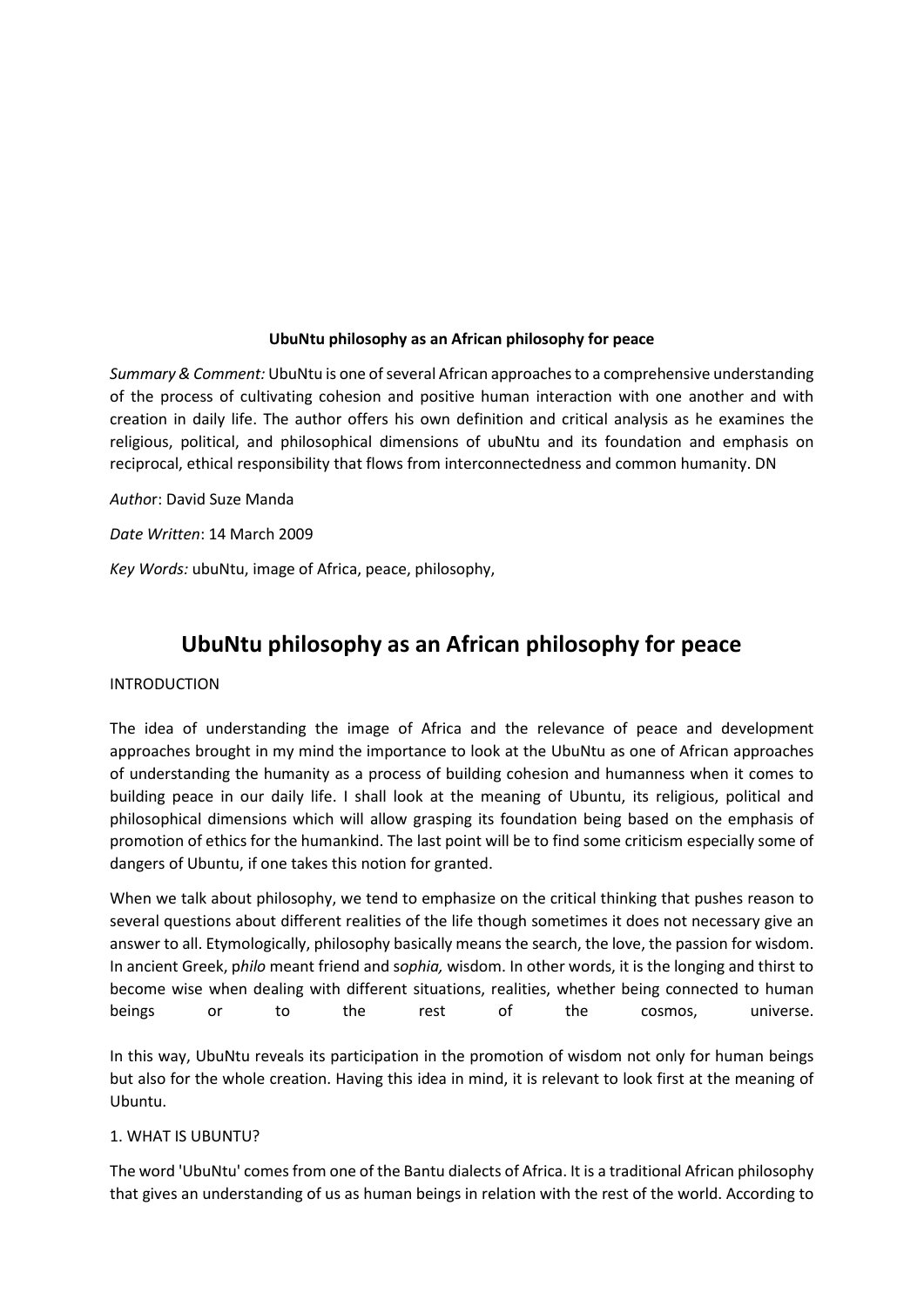**UbuNtu philosophy as an African philosophy for peace**

*Summary & Comment:* UbuNtu is one of several African approaches to a comprehensive understanding of the process of cultivating cohesion and positive human interaction with one another and with creation in daily life. The author offers his own definition and critical analysis as he examines the religious, political, and philosophical dimensions of ubuNtu and its foundation and emphasis on reciprocal, ethical responsibility that flows from interconnectedness and common humanity. DN

*Author*: David Suze Manda

*Date Written*: 14 March 2009

*Key Words:* ubuNtu, image of Africa, peace, philosophy,

# UbuNtu philosophy as an African philosophy for peace

INTRODUCTION

The idea of understanding the image of Africa and the relevance of peace and development approaches brought in my mind the importance to look at the UbuNtu as one of African approaches of understanding the humanity as a process of building cohesion and humanness when it comes to building peace in our daily life. I shall look at the meaning of Ubuntu, its religious, political and philosophical dimensions which will allow grasping its foundation being based on the emphasis of promotion of ethics for the humankind. The last point will be to find some criticism especially some of dangers of Ubuntu, if one takes this notion for granted.

When we talk about philosophy, we tend to emphasize on the critical thinking that pushes reason to several questions about different realities of the life though sometimes it does not necessary give an answer to all. Etymologically, philosophy basically means the search, the love, the passion for wisdom. In ancient Greek, p*hilo* meant friend and s*ophia,* wisdom. In other words, it is the longing and thirst to become wise when dealing with different situations, realities, whether being connected to human beings or to the rest of the cosmos, universe.

In this way, UbuNtu reveals its participation in the promotion of wisdom not only for human beings but also for the whole creation. Having this idea in mind, it is relevant to look first at the meaning of Ubuntu.

1. WHAT IS UBUNTU?

The word 'UbuNtu' comes from one of the Bantu dialects of Africa. It is a traditional African philosophy that gives an understanding of us as human beings in relation with the rest of the world. According to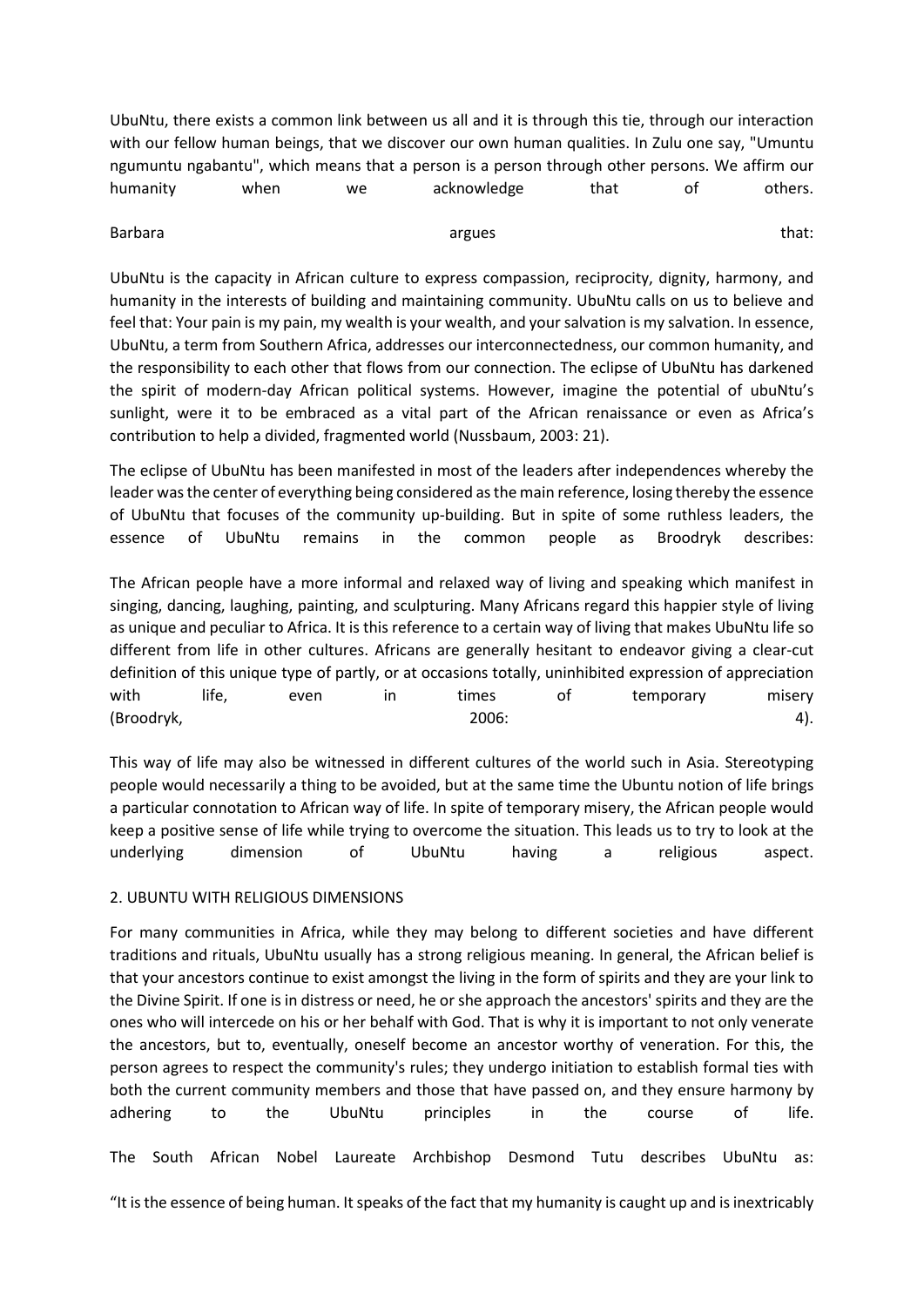UbuNtu, there exists a common link between us all and it is through this tie, through our interaction with our fellow human beings, that we discover our own human qualities. In Zulu one say, "Umuntu ngumuntu ngabantu", which means that a person is a person through other persons. We affirm our humanity when we acknowledge that of others.

Barbara argues that:

UbuNtu is the capacity in African culture to express compassion, reciprocity, dignity, harmony, and humanity in the interests of building and maintaining community. UbuNtu calls on us to believe and feel that: Your pain is my pain, my wealth is your wealth, and your salvation is my salvation. In essence, UbuNtu, a term from Southern Africa, addresses our interconnectedness, our common humanity, and the responsibility to each other that flows from our connection. The eclipse of UbuNtu has darkened the spirit of modern-day African political systems. However, imagine the potential of ubuNtu's sunlight, were it to be embraced as a vital part of the African renaissance or even as Africa's contribution to help a divided, fragmented world (Nussbaum, 2003: 21).

The eclipse of UbuNtu has been manifested in most of the leaders after independences whereby the leader was the center of everything being considered as the main reference, losing thereby the essence of UbuNtu that focuses of the community up-building. But in spite of some ruthless leaders, the essence of UbuNtu remains in the common people as Broodryk describes:

The African people have a more informal and relaxed way of living and speaking which manifest in singing, dancing, laughing, painting, and sculpturing. Many Africans regard this happier style of living as unique and peculiar to Africa. It is this reference to a certain way of living that makes UbuNtu life so different from life in other cultures. Africans are generally hesitant to endeavor giving a clear-cut definition of this unique type of partly, or at occasions totally, uninhibited expression of appreciation with life, even in times of temporary misery (Broodryk, 2006: 4).

This way of life may also be witnessed in different cultures of the world such in Asia. Stereotyping people would necessarily a thing to be avoided, but at the same time the Ubuntu notion of life brings a particular connotation to African way of life. In spite of temporary misery, the African people would keep a positive sense of life while trying to overcome the situation. This leads us to try to look at the underlying dimension of UbuNtu having a religious aspect.

## 2. UBUNTU WITH RELIGIOUS DIMENSIONS

For many communities in Africa, while they may belong to different societies and have different traditions and rituals, UbuNtu usually has a strong religious meaning. In general, the African belief is that your ancestors continue to exist amongst the living in the form of spirits and they are your link to the Divine Spirit. If one is in distress or need, he or she approach the ancestors' spirits and they are the ones who will intercede on his or her behalf with God. That is why it is important to not only venerate the ancestors, but to, eventually, oneself become an ancestor worthy of veneration. For this, the person agrees to respect the community's rules; they undergo initiation to establish formal ties with both the current community members and those that have passed on, and they ensure harmony by adhering to the UbuNtu principles in the course of life.

The South African Nobel Laureate Archbishop Desmond Tutu describes UbuNtu as:

"It is the essence of being human. It speaks of the fact that my humanity is caught up and is inextricably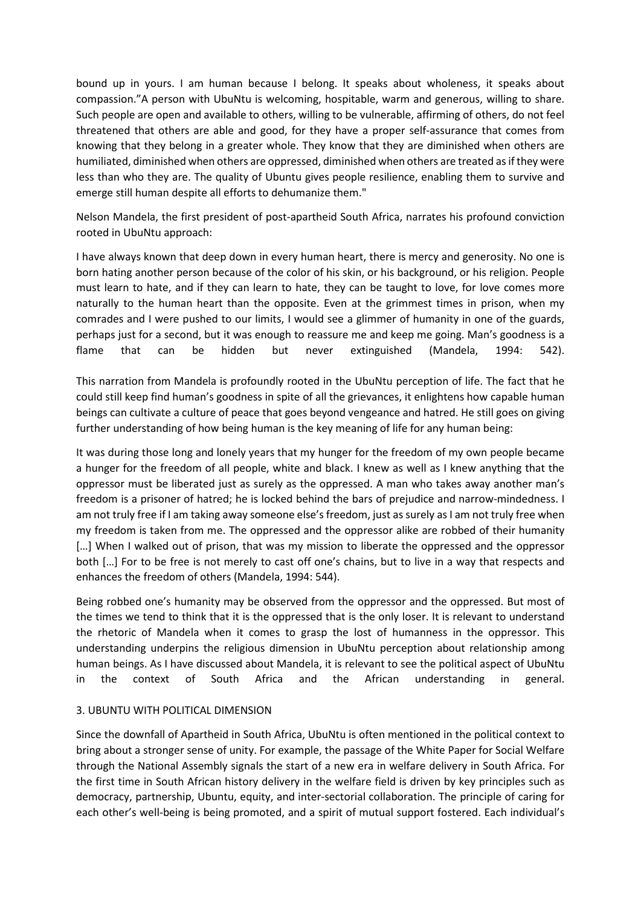bound up in yours. I am human because I belong. It speaks about wholeness, it speaks about compassion."A person with UbuNtu is welcoming, hospitable, warm and generous, willing to share. Such people are open and available to others, willing to be vulnerable, affirming of others, do not feel threatened that others are able and good, for they have a proper self-assurance that comes from knowing that they belong in a greater whole. They know that they are diminished when others are humiliated, diminished when others are oppressed, diminished when others are treated as if they were less than who they are. The quality of Ubuntu gives people resilience, enabling them to survive and emerge still human despite all efforts to dehumanize them."

Nelson Mandela, the first president of post-apartheid South Africa, narrates his profound conviction rooted in UbuNtu approach:

I have always known that deep down in every human heart, there is mercy and generosity. No one is born hating another person because of the color of his skin, or his background, or his religion. People must learn to hate, and if they can learn to hate, they can be taught to love, for love comes more naturally to the human heart than the opposite. Even at the grimmest times in prison, when my comrades and I were pushed to our limits, I would see a glimmer of humanity in one of the guards, perhaps just for a second, but it was enough to reassure me and keep me going. Man's goodness is a flame that can be hidden but never extinguished (Mandela, 1994: 542).

This narration from Mandela is profoundly rooted in the UbuNtu perception of life. The fact that he could still keep find human's goodness in spite of all the grievances, it enlightens how capable human beings can cultivate a culture of peace that goes beyond vengeance and hatred. He still goes on giving further understanding of how being human is the key meaning of life for any human being:

It was during those long and lonely years that my hunger for the freedom of my own people became a hunger for the freedom of all people, white and black. I knew as well as I knew anything that the oppressor must be liberated just as surely as the oppressed. A man who takes away another man's freedom is a prisoner of hatred; he is locked behind the bars of prejudice and narrow-mindedness. I am not truly free if I am taking away someone else's freedom, just as surely as I am not truly free when my freedom is taken from me. The oppressed and the oppressor alike are robbed of their humanity […] When I walked out of prison, that was my mission to liberate the oppressed and the oppressor both […] For to be free is not merely to cast off one's chains, but to live in a way that respects and enhances the freedom of others (Mandela, 1994: 544).

Being robbed one's humanity may be observed from the oppressor and the oppressed. But most of the times we tend to think that it is the oppressed that is the only loser. It is relevant to understand the rhetoric of Mandela when it comes to grasp the lost of humanness in the oppressor. This understanding underpins the religious dimension in UbuNtu perception about relationship among human beings. As I have discussed about Mandela, it is relevant to see the political aspect of UbuNtu in the context of South Africa and the African understanding in general.

## 3. UBUNTU WITH POLITICAL DIMENSION

Since the downfall of Apartheid in South Africa, UbuNtu is often mentioned in the political context to bring about a stronger sense of unity. For example, the passage of the White Paper for Social Welfare through the National Assembly signals the start of a new era in welfare delivery in South Africa. For the first time in South African history delivery in the welfare field is driven by key principles such as democracy, partnership, Ubuntu, equity, and inter-sectorial collaboration. The principle of caring for each other's well-being is being promoted, and a spirit of mutual support fostered. Each individual's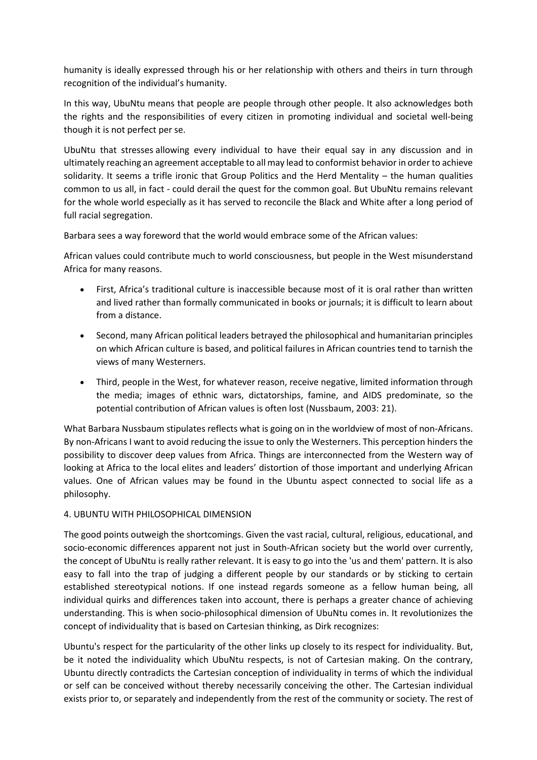humanity is ideally expressed through his or her relationship with others and theirs in turn through recognition of the individual's humanity.

In this way, UbuNtu means that people are people through other people. It also acknowledges both the rights and the responsibilities of every citizen in promoting individual and societal well-being though it is not perfect per se.

UbuNtu that stresses allowing every individual to have their equal say in any discussion and in ultimately reaching an agreement acceptable to all may lead to conformist behavior in order to achieve solidarity. It seems a trifle ironic that Group Politics and the Herd Mentality – the human qualities common to us all, in fact - could derail the quest for the common goal. But UbuNtu remains relevant for the whole world especially as it has served to reconcile the Black and White after a long period of full racial segregation.

Barbara sees a way foreword that the world would embrace some of the African values:

African values could contribute much to world consciousness, but people in the West misunderstand Africa for many reasons.

- First, Africa's traditional culture is inaccessible because most of it is oral rather than written and lived rather than formally communicated in books or journals; it is difficult to learn about from a distance.
- Second, many African political leaders betrayed the philosophical and humanitarian principles on which African culture is based, and political failures in African countries tend to tarnish the views of many Westerners.
- Third, people in the West, for whatever reason, receive negative, limited information through the media; images of ethnic wars, dictatorships, famine, and AIDS predominate, so the potential contribution of African values is often lost (Nussbaum, 2003: 21).

What Barbara Nussbaum stipulates reflects what is going on in the worldview of most of non-Africans. By non-Africans I want to avoid reducing the issue to only the Westerners. This perception hinders the possibility to discover deep values from Africa. Things are interconnected from the Western way of looking at Africa to the local elites and leaders' distortion of those important and underlying African values. One of African values may be found in the Ubuntu aspect connected to social life as a philosophy.

## 4. UBUNTU WITH PHILOSOPHICAL DIMENSION

The good points outweigh the shortcomings. Given the vast racial, cultural, religious, educational, and socio-economic differences apparent not just in South-African society but the world over currently, the concept of UbuNtu is really rather relevant. It is easy to go into the 'us and them' pattern. It is also easy to fall into the trap of judging a different people by our standards or by sticking to certain established stereotypical notions. If one instead regards someone as a fellow human being, all individual quirks and differences taken into account, there is perhaps a greater chance of achieving understanding. This is when socio-philosophical dimension of UbuNtu comes in. It revolutionizes the concept of individuality that is based on Cartesian thinking, as Dirk recognizes:

Ubuntu's respect for the particularity of the other links up closely to its respect for individuality. But, be it noted the individuality which UbuNtu respects, is not of Cartesian making. On the contrary, Ubuntu directly contradicts the Cartesian conception of individuality in terms of which the individual or self can be conceived without thereby necessarily conceiving the other. The Cartesian individual exists prior to, or separately and independently from the rest of the community or society. The rest of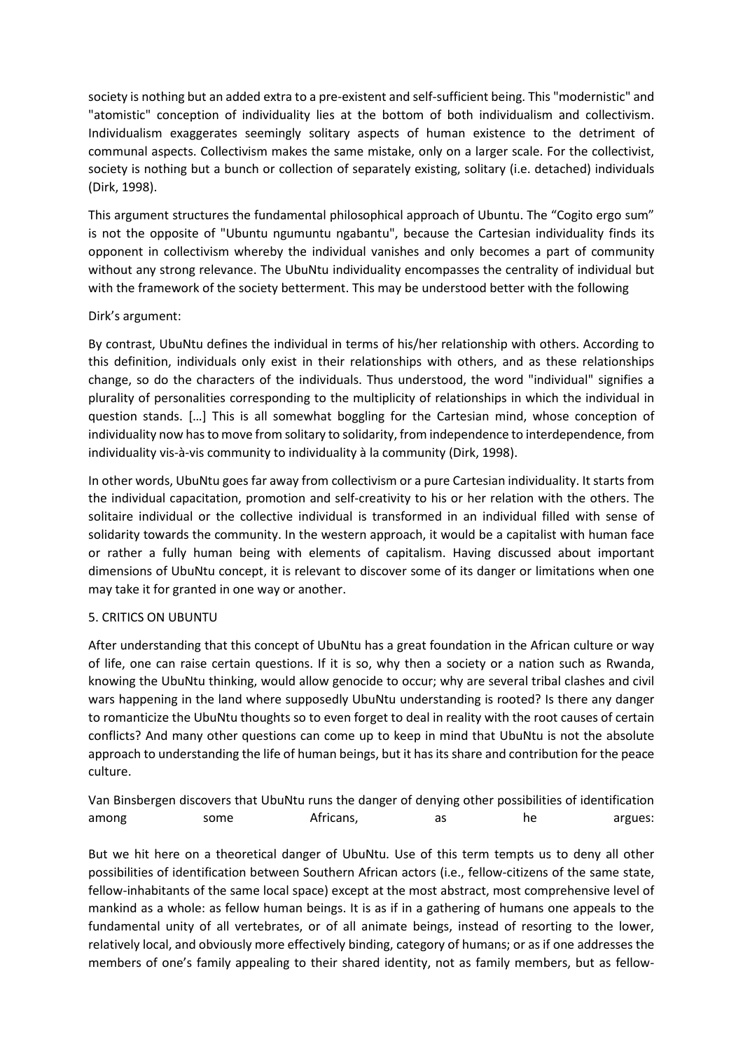society is nothing but an added extra to a pre-existent and self-sufficient being. This "modernistic" and "atomistic" conception of individuality lies at the bottom of both individualism and collectivism. Individualism exaggerates seemingly solitary aspects of human existence to the detriment of communal aspects. Collectivism makes the same mistake, only on a larger scale. For the collectivist, society is nothing but a bunch or collection of separately existing, solitary (i.e. detached) individuals (Dirk, 1998).

This argument structures the fundamental philosophical approach of Ubuntu. The "Cogito ergo sum" is not the opposite of "Ubuntu ngumuntu ngabantu", because the Cartesian individuality finds its opponent in collectivism whereby the individual vanishes and only becomes a part of community without any strong relevance. The UbuNtu individuality encompasses the centrality of individual but with the framework of the society betterment. This may be understood better with the following

Dirk's argument:

By contrast, UbuNtu defines the individual in terms of his/her relationship with others. According to this definition, individuals only exist in their relationships with others, and as these relationships change, so do the characters of the individuals. Thus understood, the word "individual" signifies a plurality of personalities corresponding to the multiplicity of relationships in which the individual in question stands. […] This is all somewhat boggling for the Cartesian mind, whose conception of individuality now has to move from solitary to solidarity, from independence to interdependence, from individuality vis-à-vis community to individuality à la community (Dirk, 1998).

In other words, UbuNtu goes far away from collectivism or a pure Cartesian individuality. It starts from the individual capacitation, promotion and self-creativity to his or her relation with the others. The solitaire individual or the collective individual is transformed in an individual filled with sense of solidarity towards the community. In the western approach, it would be a capitalist with human face or rather a fully human being with elements of capitalism. Having discussed about important dimensions of UbuNtu concept, it is relevant to discover some of its danger or limitations when one may take it for granted in one way or another.

## 5. CRITICS ON UBUNTU

After understanding that this concept of UbuNtu has a great foundation in the African culture or way of life, one can raise certain questions. If it is so, why then a society or a nation such as Rwanda, knowing the UbuNtu thinking, would allow genocide to occur; why are several tribal clashes and civil wars happening in the land where supposedly UbuNtu understanding is rooted? Is there any danger to romanticize the UbuNtu thoughts so to even forget to deal in reality with the root causes of certain conflicts? And many other questions can come up to keep in mind that UbuNtu is not the absolute approach to understanding the life of human beings, but it has its share and contribution for the peace culture.

Van Binsbergen discovers that UbuNtu runs the danger of denying other possibilities of identification among some Africans, as he argues:

But we hit here on a theoretical danger of UbuNtu. Use of this term tempts us to deny all other possibilities of identification between Southern African actors (i.e., fellow-citizens of the same state, fellow-inhabitants of the same local space) except at the most abstract, most comprehensive level of mankind as a whole: as fellow human beings. It is as if in a gathering of humans one appeals to the fundamental unity of all vertebrates, or of all animate beings, instead of resorting to the lower, relatively local, and obviously more effectively binding, category of humans; or as if one addresses the members of one's family appealing to their shared identity, not as family members, but as fellow-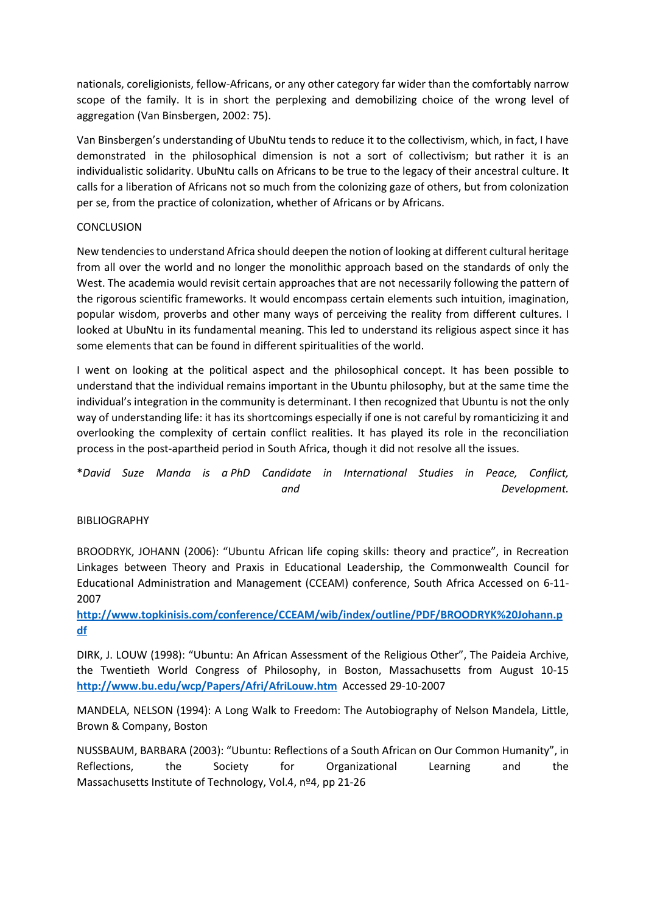nationals, coreligionists, fellow-Africans, or any other category far wider than the comfortably narrow scope of the family. It is in short the perplexing and demobilizing choice of the wrong level of aggregation (Van Binsbergen, 2002: 75).

Van Binsbergen's understanding of UbuNtu tends to reduce it to the collectivism, which, in fact, I have demonstrated in the philosophical dimension is not a sort of collectivism; but rather it is an individualistic solidarity. UbuNtu calls on Africans to be true to the legacy of their ancestral culture. It calls for a liberation of Africans not so much from the colonizing gaze of others, but from colonization per se, from the practice of colonization, whether of Africans or by Africans.

## CONCLUSION

New tendencies to understand Africa should deepen the notion of looking at different cultural heritage from all over the world and no longer the monolithic approach based on the standards of only the West. The academia would revisit certain approaches that are not necessarily following the pattern of the rigorous scientific frameworks. It would encompass certain elements such intuition, imagination, popular wisdom, proverbs and other many ways of perceiving the reality from different cultures. I looked at UbuNtu in its fundamental meaning. This led to understand its religious aspect since it has some elements that can be found in different spiritualities of the world.

I went on looking at the political aspect and the philosophical concept. It has been possible to understand that the individual remains important in the Ubuntu philosophy, but at the same time the individual's integration in the community is determinant. I then recognized that Ubuntu is not the only way of understanding life: it has its shortcomings especially if one is not careful by romanticizing it and overlooking the complexity of certain conflict realities. It has played its role in the reconciliation process in the post-apartheid period in South Africa, though it did not resolve all the issues.

*\*David Suze Manda is a PhD Candidate in International Studies in Peace, Conflict, and Development.*

## BIBLIOGRAPHY

BROODRYK, JOHANN (2006): "Ubuntu African life coping skills: theory and practice", in Recreation Linkages between Theory and Praxis in Educational Leadership, the Commonwealth Council for Educational Administration and Management (CCEAM) conference, South Africa Accessed on 6-11-2007
**http://www.topkinisis.com/conference/CCEAM/wib/index/outline/PDF/BROODRYK%20Johann.pdf**

DIRK, J. LOUW (1998): "Ubuntu: An African Assessment of the Religious Other", The Paideia Archive, the Twentieth World Congress of Philosophy, in Boston, Massachusetts from August 10-15 **http://www.bu.edu/wcp/Papers/Afri/AfriLouw.htm** Accessed 29-10-2007

MANDELA, NELSON (1994): A Long Walk to Freedom: The Autobiography of Nelson Mandela, Little, Brown & Company, Boston

NUSSBAUM, BARBARA (2003): "Ubuntu: Reflections of a South African on Our Common Humanity", in Reflections, the Society for Organizational Learning and the Massachusetts Institute of Technology, Vol.4, nº4, pp 21-26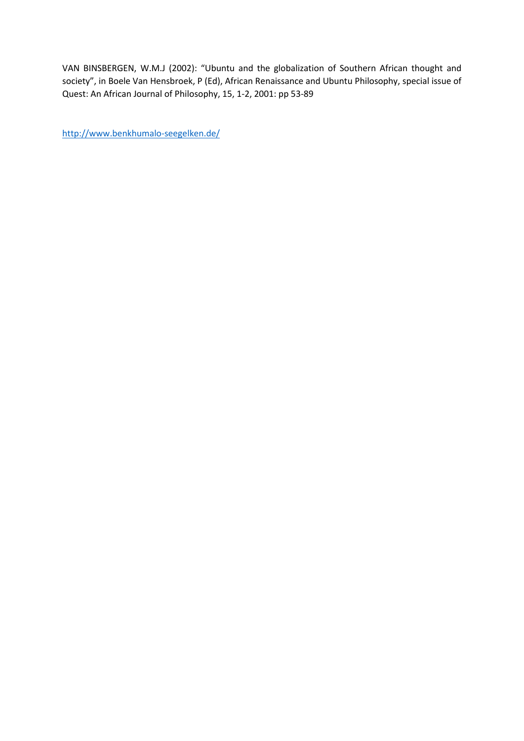VAN BINSBERGEN, W.M.J (2002): "Ubuntu and the globalization of Southern African thought and society", in Boele Van Hensbroek, P (Ed), African Renaissance and Ubuntu Philosophy, special issue of Quest: An African Journal of Philosophy, 15, 1-2, 2001: pp 53-89

http://www.benkhumalo-seegelken.de/